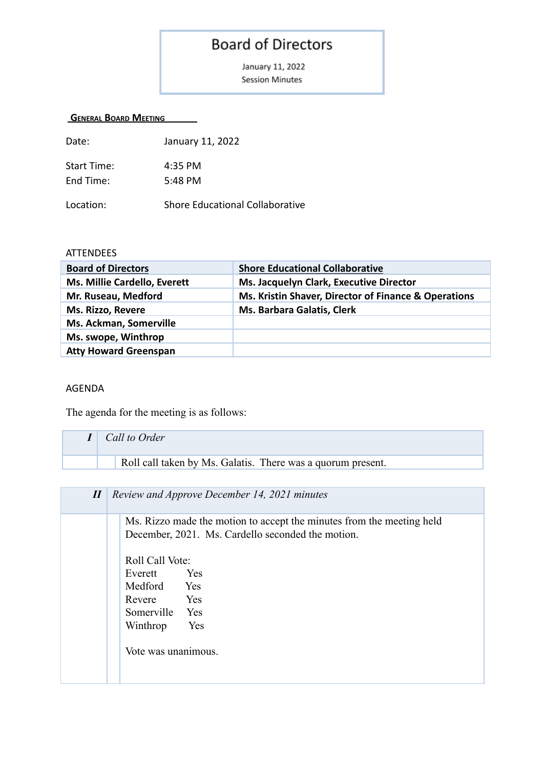# Board of Directors

January 11, 2022
Session Minutes

**General Board Meeting**

Date: January 11, 2022

Start Time: 4:35 PM
End Time: 5:48 PM

Location: Shore Educational Collaborative

ATTENDEES

| Board of Directors | Shore Educational Collaborative |
|---|---|
| Ms. Millie Cardello, Everett | Ms. Jacquelyn Clark, Executive Director |
| Mr. Ruseau, Medford | Ms. Kristin Shaver, Director of Finance & Operations |
| Ms. Rizzo, Revere | Ms. Barbara Galatis, Clerk |
| Ms. Ackman, Somerville | |
| Ms. swope, Winthrop | |
| Atty Howard Greenspan | |

AGENDA

The agenda for the meeting is as follows:

| | |
|---|---|
| ***I*** | *Call to Order* |
| | Roll call taken by Ms. Galatis. There was a quorum present. |

| | |
|---|---|
| ***II*** | *Review and Approve December 14, 2021 minutes* |
| | Ms. Rizzo made the motion to accept the minutes from the meeting held December, 2021. Ms. Cardello seconded the motion.<br><br>Roll Call Vote:<br>Everett Yes<br>Medford Yes<br>Revere Yes<br>Somerville Yes<br>Winthrop Yes<br><br>Vote was unanimous. |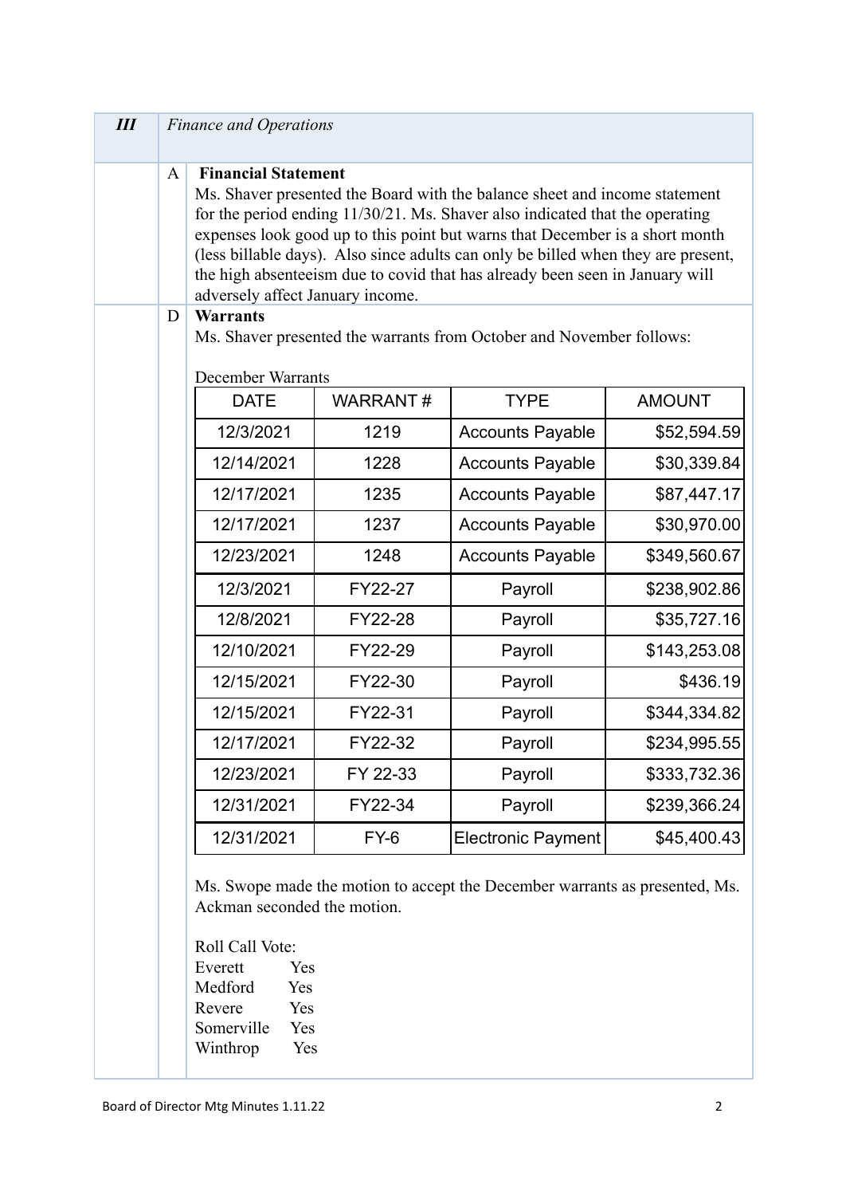| III | Finance and Operations |
|---|---|

**A. Financial Statement**

Ms. Shaver presented the Board with the balance sheet and income statement for the period ending 11/30/21. Ms. Shaver also indicated that the operating expenses look good up to this point but warns that December is a short month (less billable days). Also since adults can only be billed when they are present, the high absenteeism due to covid that has already been seen in January will adversely affect January income.

**D. Warrants**

Ms. Shaver presented the warrants from October and November follows:

December Warrants

| DATE | WARRANT # | TYPE | AMOUNT |
|---|---|---|---|
| 12/3/2021 | 1219 | Accounts Payable | $52,594.59 |
| 12/14/2021 | 1228 | Accounts Payable | $30,339.84 |
| 12/17/2021 | 1235 | Accounts Payable | $87,447.17 |
| 12/17/2021 | 1237 | Accounts Payable | $30,970.00 |
| 12/23/2021 | 1248 | Accounts Payable | $349,560.67 |
| 12/3/2021 | FY22-27 | Payroll | $238,902.86 |
| 12/8/2021 | FY22-28 | Payroll | $35,727.16 |
| 12/10/2021 | FY22-29 | Payroll | $143,253.08 |
| 12/15/2021 | FY22-30 | Payroll | $436.19 |
| 12/15/2021 | FY22-31 | Payroll | $344,334.82 |
| 12/17/2021 | FY22-32 | Payroll | $234,995.55 |
| 12/23/2021 | FY 22-33 | Payroll | $333,732.36 |
| 12/31/2021 | FY22-34 | Payroll | $239,366.24 |
| 12/31/2021 | FY-6 | Electronic Payment | $45,400.43 |

Ms. Swope made the motion to accept the December warrants as presented, Ms. Ackman seconded the motion.

Roll Call Vote:
Everett Yes
Medford Yes
Revere Yes
Somerville Yes
Winthrop Yes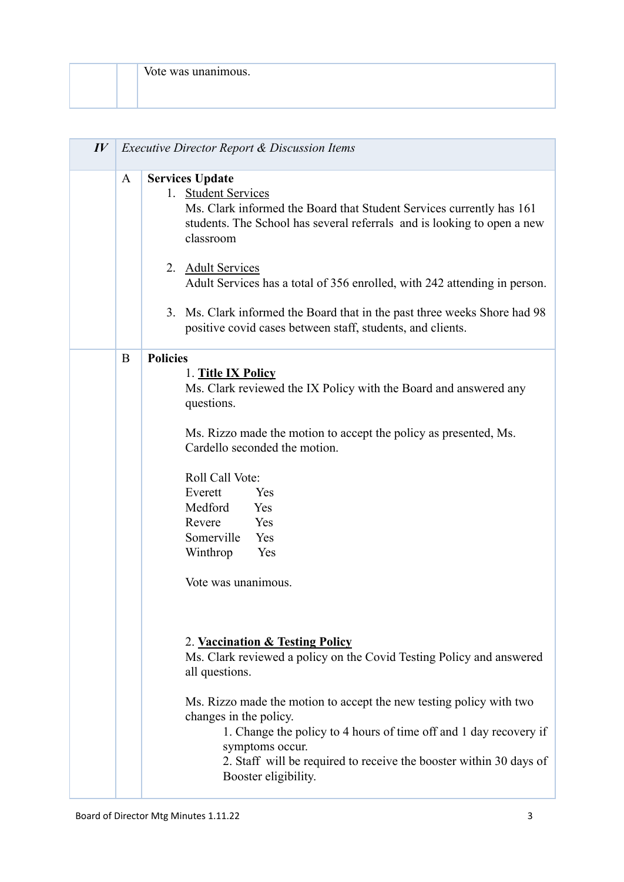| | | |
|---|---|---|
| | | Vote was unanimous. |

| ***IV*** | *Executive Director Report & Discussion Items* | |
|---|---|---|
| | A | **Services Update**<br>1. <u>Student Services</u><br>Ms. Clark informed the Board that Student Services currently has 161 students. The School has several referrals and is looking to open a new classroom<br><br>2. <u>Adult Services</u><br>Adult Services has a total of 356 enrolled, with 242 attending in person.<br><br>3. Ms. Clark informed the Board that in the past three weeks Shore had 98 positive covid cases between staff, students, and clients. |
| | B | **Policies**<br>1. <u>**Title IX Policy**</u><br>Ms. Clark reviewed the IX Policy with the Board and answered any questions.<br><br>Ms. Rizzo made the motion to accept the policy as presented, Ms. Cardello seconded the motion.<br><br>Roll Call Vote:<br>Everett Yes<br>Medford Yes<br>Revere Yes<br>Somerville Yes<br>Winthrop Yes<br><br>Vote was unanimous.<br><br>2. <u>**Vaccination & Testing Policy**</u><br>Ms. Clark reviewed a policy on the Covid Testing Policy and answered all questions.<br><br>Ms. Rizzo made the motion to accept the new testing policy with two changes in the policy.<br>1. Change the policy to 4 hours of time off and 1 day recovery if symptoms occur.<br>2. Staff will be required to receive the booster within 30 days of Booster eligibility. |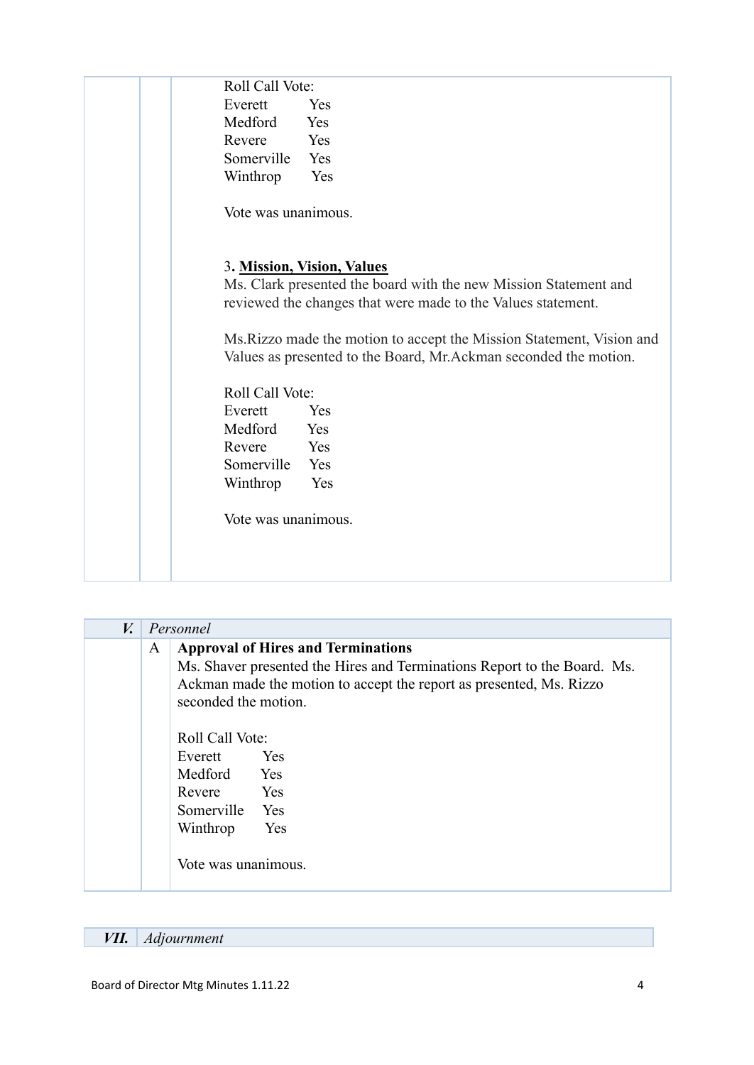Roll Call Vote:

| | |
|---|---|
| Everett | Yes |
| Medford | Yes |
| Revere | Yes |
| Somerville | Yes |
| Winthrop | Yes |

Vote was unanimous.

3. **<u>Mission, Vision, Values</u>**

Ms. Clark presented the board with the new Mission Statement and reviewed the changes that were made to the Values statement.

Ms.Rizzo made the motion to accept the Mission Statement, Vision and Values as presented to the Board, Mr.Ackman seconded the motion.

Roll Call Vote:

| | |
|---|---|
| Everett | Yes |
| Medford | Yes |
| Revere | Yes |
| Somerville | Yes |
| Winthrop | Yes |

Vote was unanimous.

## *V. Personnel*

**A Approval of Hires and Terminations**

Ms. Shaver presented the Hires and Terminations Report to the Board. Ms. Ackman made the motion to accept the report as presented, Ms. Rizzo seconded the motion.

Roll Call Vote:

| | |
|---|---|
| Everett | Yes |
| Medford | Yes |
| Revere | Yes |
| Somerville | Yes |
| Winthrop | Yes |

Vote was unanimous.

## *VII. Adjournment*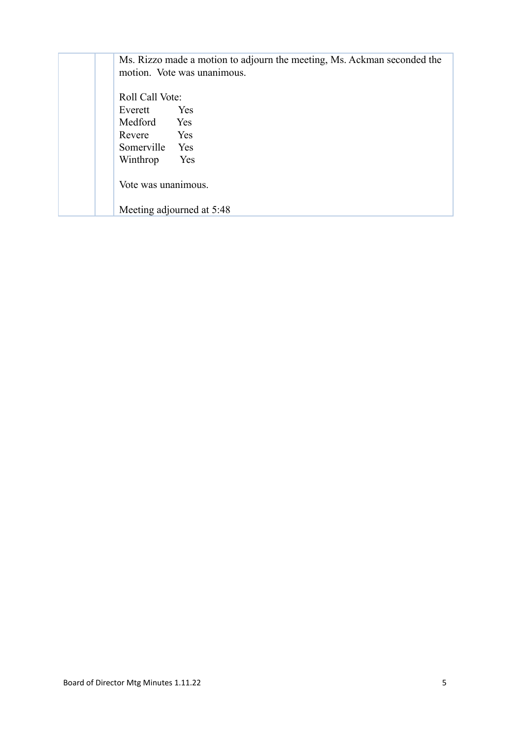| | | |
|---|---|---|
| | | Ms. Rizzo made a motion to adjourn the meeting, Ms. Ackman seconded the motion. Vote was unanimous.<br><br>Roll Call Vote:<br>Everett Yes<br>Medford Yes<br>Revere Yes<br>Somerville Yes<br>Winthrop Yes<br><br>Vote was unanimous.<br><br>Meeting adjourned at 5:48 |